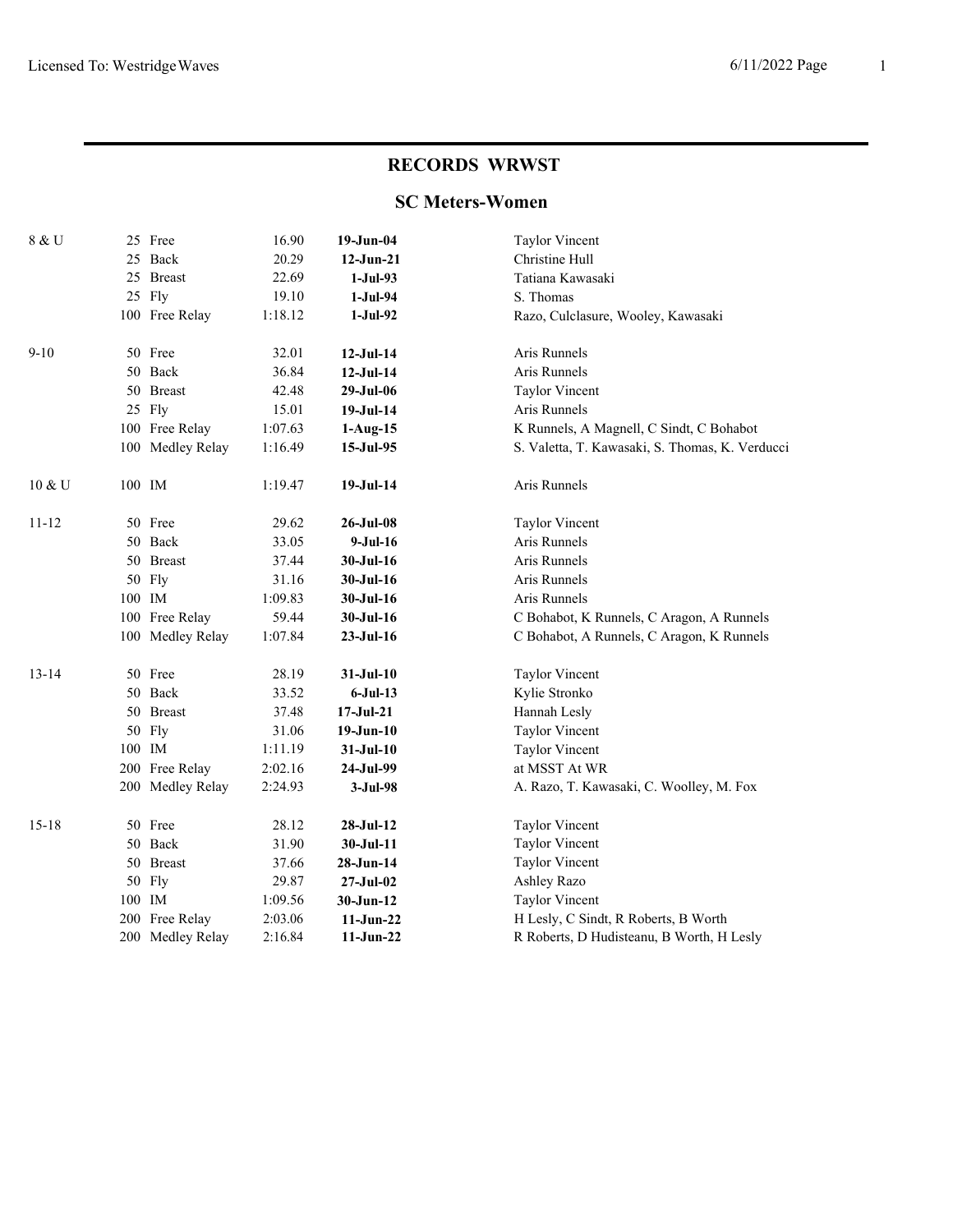## RECORDS WRWST

### SC Meters-Women

| Age Group | Event | Time | Date | Name |
|---|---|---|---|---|
| 8 & U | 25 Free | 16.90 | **19-Jun-04** | Taylor Vincent |
| | 25 Back | 20.29 | **12-Jun-21** | Christine Hull |
| | 25 Breast | 22.69 | **1-Jul-93** | Tatiana Kawasaki |
| | 25 Fly | 19.10 | **1-Jul-94** | S. Thomas |
| | 100 Free Relay | 1:18.12 | **1-Jul-92** | Razo, Culclasure, Wooley, Kawasaki |
| 9-10 | 50 Free | 32.01 | **12-Jul-14** | Aris Runnels |
| | 50 Back | 36.84 | **12-Jul-14** | Aris Runnels |
| | 50 Breast | 42.48 | **29-Jul-06** | Taylor Vincent |
| | 25 Fly | 15.01 | **19-Jul-14** | Aris Runnels |
| | 100 Free Relay | 1:07.63 | **1-Aug-15** | K Runnels, A Magnell, C Sindt, C Bohabot |
| | 100 Medley Relay | 1:16.49 | **15-Jul-95** | S. Valetta, T. Kawasaki, S. Thomas, K. Verducci |
| 10 & U | 100 IM | 1:19.47 | **19-Jul-14** | Aris Runnels |
| 11-12 | 50 Free | 29.62 | **26-Jul-08** | Taylor Vincent |
| | 50 Back | 33.05 | **9-Jul-16** | Aris Runnels |
| | 50 Breast | 37.44 | **30-Jul-16** | Aris Runnels |
| | 50 Fly | 31.16 | **30-Jul-16** | Aris Runnels |
| | 100 IM | 1:09.83 | **30-Jul-16** | Aris Runnels |
| | 100 Free Relay | 59.44 | **30-Jul-16** | C Bohabot, K Runnels, C Aragon, A Runnels |
| | 100 Medley Relay | 1:07.84 | **23-Jul-16** | C Bohabot, A Runnels, C Aragon, K Runnels |
| 13-14 | 50 Free | 28.19 | **31-Jul-10** | Taylor Vincent |
| | 50 Back | 33.52 | **6-Jul-13** | Kylie Stronko |
| | 50 Breast | 37.48 | **17-Jul-21** | Hannah Lesly |
| | 50 Fly | 31.06 | **19-Jun-10** | Taylor Vincent |
| | 100 IM | 1:11.19 | **31-Jul-10** | Taylor Vincent |
| | 200 Free Relay | 2:02.16 | **24-Jul-99** | at MSST At WR |
| | 200 Medley Relay | 2:24.93 | **3-Jul-98** | A. Razo, T. Kawasaki, C. Woolley, M. Fox |
| 15-18 | 50 Free | 28.12 | **28-Jul-12** | Taylor Vincent |
| | 50 Back | 31.90 | **30-Jul-11** | Taylor Vincent |
| | 50 Breast | 37.66 | **28-Jun-14** | Taylor Vincent |
| | 50 Fly | 29.87 | **27-Jul-02** | Ashley Razo |
| | 100 IM | 1:09.56 | **30-Jun-12** | Taylor Vincent |
| | 200 Free Relay | 2:03.06 | **11-Jun-22** | H Lesly, C Sindt, R Roberts, B Worth |
| | 200 Medley Relay | 2:16.84 | **11-Jun-22** | R Roberts, D Hudisteanu, B Worth, H Lesly |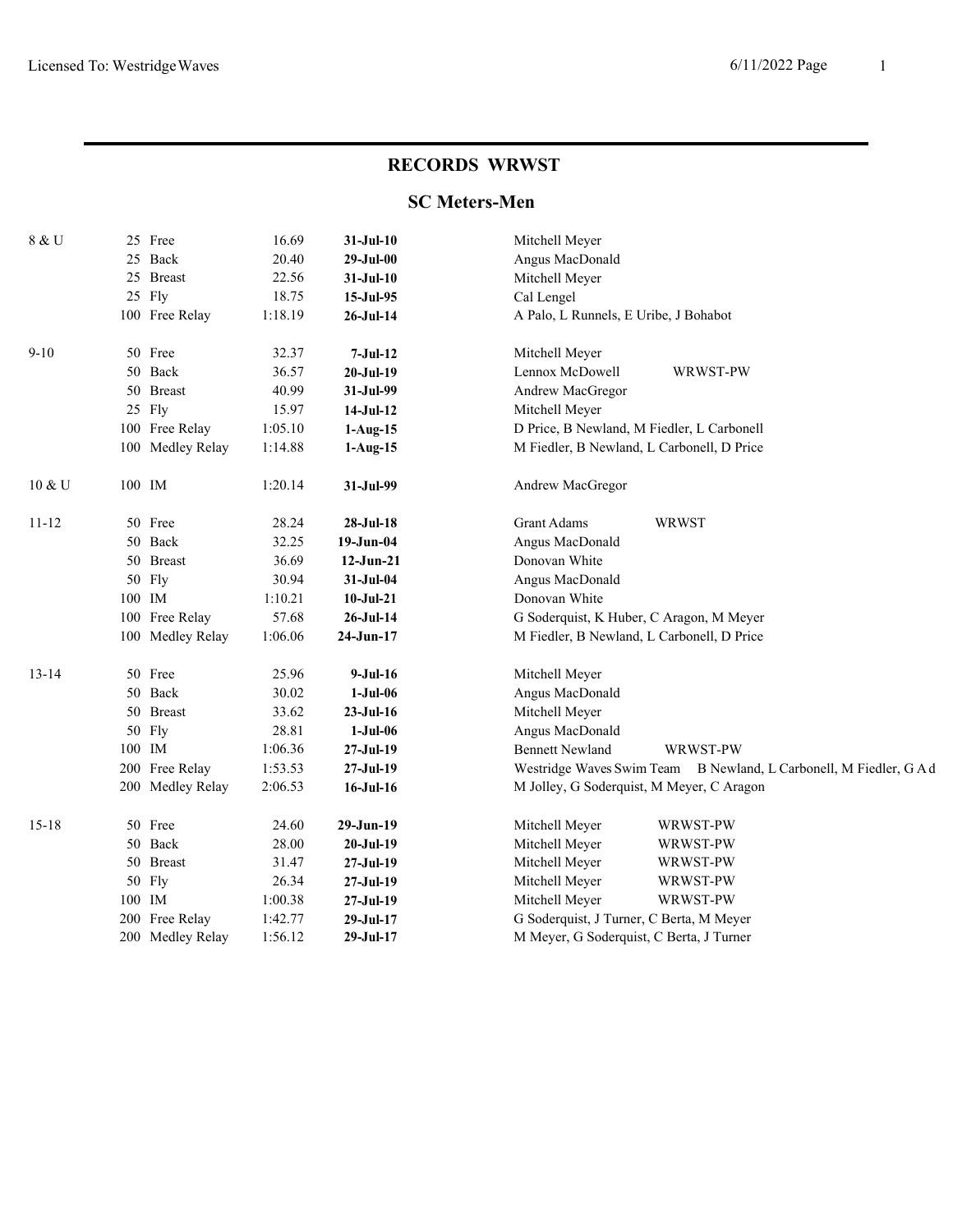# RECORDS WRWST

## SC Meters-Men

| Age Group | Event | Time | Date | Name | Team |
|---|---|---|---|---|---|
| 8 & U | 25 Free | 16.69 | **31-Jul-10** | Mitchell Meyer | |
| | 25 Back | 20.40 | **29-Jul-00** | Angus MacDonald | |
| | 25 Breast | 22.56 | **31-Jul-10** | Mitchell Meyer | |
| | 25 Fly | 18.75 | **15-Jul-95** | Cal Lengel | |
| | 100 Free Relay | 1:18.19 | **26-Jul-14** | A Palo, L Runnels, E Uribe, J Bohabot | |
| 9-10 | 50 Free | 32.37 | **7-Jul-12** | Mitchell Meyer | |
| | 50 Back | 36.57 | **20-Jul-19** | Lennox McDowell | WRWST-PW |
| | 50 Breast | 40.99 | **31-Jul-99** | Andrew MacGregor | |
| | 25 Fly | 15.97 | **14-Jul-12** | Mitchell Meyer | |
| | 100 Free Relay | 1:05.10 | **1-Aug-15** | D Price, B Newland, M Fiedler, L Carbonell | |
| | 100 Medley Relay | 1:14.88 | **1-Aug-15** | M Fiedler, B Newland, L Carbonell, D Price | |
| 10 & U | 100 IM | 1:20.14 | **31-Jul-99** | Andrew MacGregor | |
| 11-12 | 50 Free | 28.24 | **28-Jul-18** | Grant Adams | WRWST |
| | 50 Back | 32.25 | **19-Jun-04** | Angus MacDonald | |
| | 50 Breast | 36.69 | **12-Jun-21** | Donovan White | |
| | 50 Fly | 30.94 | **31-Jul-04** | Angus MacDonald | |
| | 100 IM | 1:10.21 | **10-Jul-21** | Donovan White | |
| | 100 Free Relay | 57.68 | **26-Jul-14** | G Soderquist, K Huber, C Aragon, M Meyer | |
| | 100 Medley Relay | 1:06.06 | **24-Jun-17** | M Fiedler, B Newland, L Carbonell, D Price | |
| 13-14 | 50 Free | 25.96 | **9-Jul-16** | Mitchell Meyer | |
| | 50 Back | 30.02 | **1-Jul-06** | Angus MacDonald | |
| | 50 Breast | 33.62 | **23-Jul-16** | Mitchell Meyer | |
| | 50 Fly | 28.81 | **1-Jul-06** | Angus MacDonald | |
| | 100 IM | 1:06.36 | **27-Jul-19** | Bennett Newland | WRWST-PW |
| | 200 Free Relay | 1:53.53 | **27-Jul-19** | Westridge Waves Swim Team B Newland, L Carbonell, M Fiedler, G A d | |
| | 200 Medley Relay | 2:06.53 | **16-Jul-16** | M Jolley, G Soderquist, M Meyer, C Aragon | |
| 15-18 | 50 Free | 24.60 | **29-Jun-19** | Mitchell Meyer | WRWST-PW |
| | 50 Back | 28.00 | **20-Jul-19** | Mitchell Meyer | WRWST-PW |
| | 50 Breast | 31.47 | **27-Jul-19** | Mitchell Meyer | WRWST-PW |
| | 50 Fly | 26.34 | **27-Jul-19** | Mitchell Meyer | WRWST-PW |
| | 100 IM | 1:00.38 | **27-Jul-19** | Mitchell Meyer | WRWST-PW |
| | 200 Free Relay | 1:42.77 | **29-Jul-17** | G Soderquist, J Turner, C Berta, M Meyer | |
| | 200 Medley Relay | 1:56.12 | **29-Jul-17** | M Meyer, G Soderquist, C Berta, J Turner | |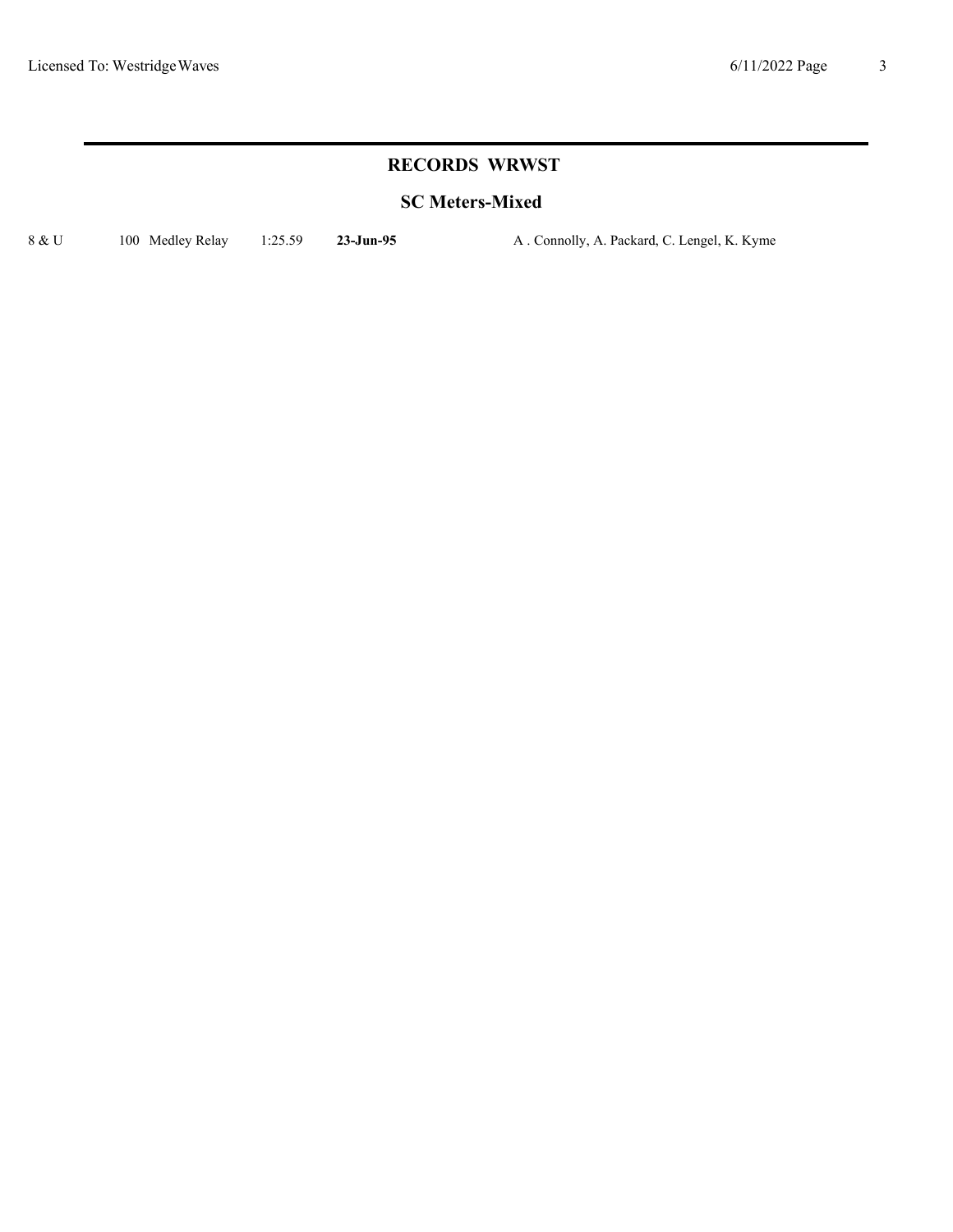## RECORDS WRWST

### SC Meters-Mixed

| | | | | |
|---|---|---|---|---|
| 8 & U | 100 Medley Relay | 1:25.59 | **23-Jun-95** | A . Connolly, A. Packard, C. Lengel, K. Kyme |